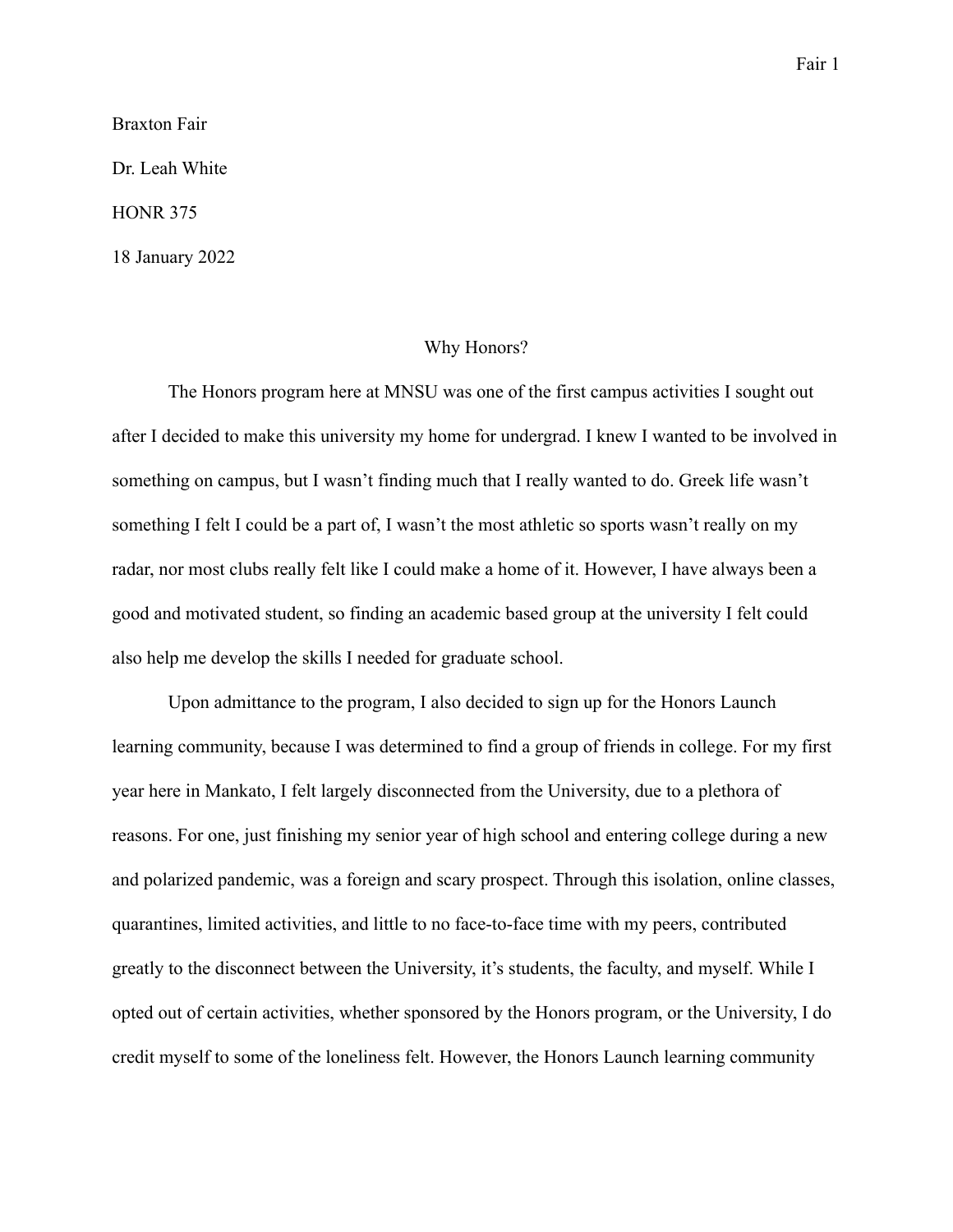Braxton Fair

Dr. Leah White

HONR 375

18 January 2022

## Why Honors?

The Honors program here at MNSU was one of the first campus activities I sought out after I decided to make this university my home for undergrad. I knew I wanted to be involved in something on campus, but I wasn't finding much that I really wanted to do. Greek life wasn't something I felt I could be a part of, I wasn't the most athletic so sports wasn't really on my radar, nor most clubs really felt like I could make a home of it. However, I have always been a good and motivated student, so finding an academic based group at the university I felt could also help me develop the skills I needed for graduate school.

Upon admittance to the program, I also decided to sign up for the Honors Launch learning community, because I was determined to find a group of friends in college. For my first year here in Mankato, I felt largely disconnected from the University, due to a plethora of reasons. For one, just finishing my senior year of high school and entering college during a new and polarized pandemic, was a foreign and scary prospect. Through this isolation, online classes, quarantines, limited activities, and little to no face-to-face time with my peers, contributed greatly to the disconnect between the University, it's students, the faculty, and myself. While I opted out of certain activities, whether sponsored by the Honors program, or the University, I do credit myself to some of the loneliness felt. However, the Honors Launch learning community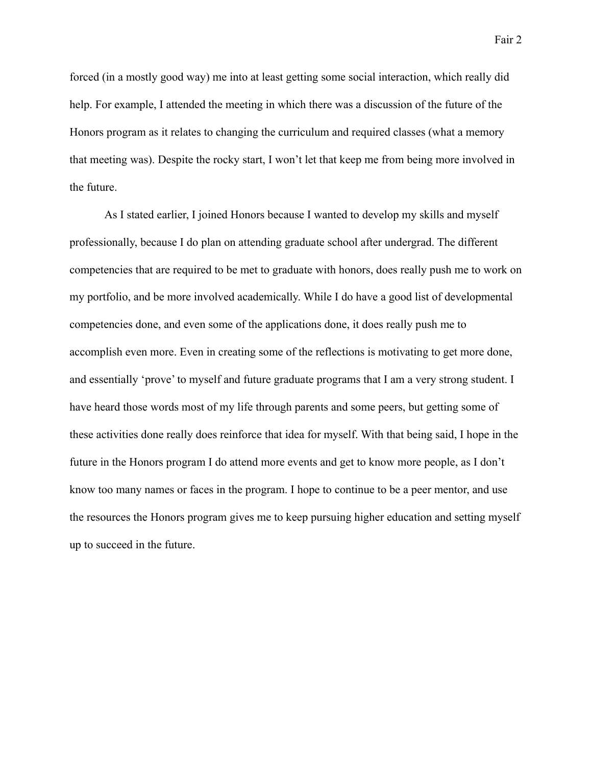forced (in a mostly good way) me into at least getting some social interaction, which really did help. For example, I attended the meeting in which there was a discussion of the future of the Honors program as it relates to changing the curriculum and required classes (what a memory that meeting was). Despite the rocky start, I won't let that keep me from being more involved in the future.

As I stated earlier, I joined Honors because I wanted to develop my skills and myself professionally, because I do plan on attending graduate school after undergrad. The different competencies that are required to be met to graduate with honors, does really push me to work on my portfolio, and be more involved academically. While I do have a good list of developmental competencies done, and even some of the applications done, it does really push me to accomplish even more. Even in creating some of the reflections is motivating to get more done, and essentially 'prove' to myself and future graduate programs that I am a very strong student. I have heard those words most of my life through parents and some peers, but getting some of these activities done really does reinforce that idea for myself. With that being said, I hope in the future in the Honors program I do attend more events and get to know more people, as I don't know too many names or faces in the program. I hope to continue to be a peer mentor, and use the resources the Honors program gives me to keep pursuing higher education and setting myself up to succeed in the future.